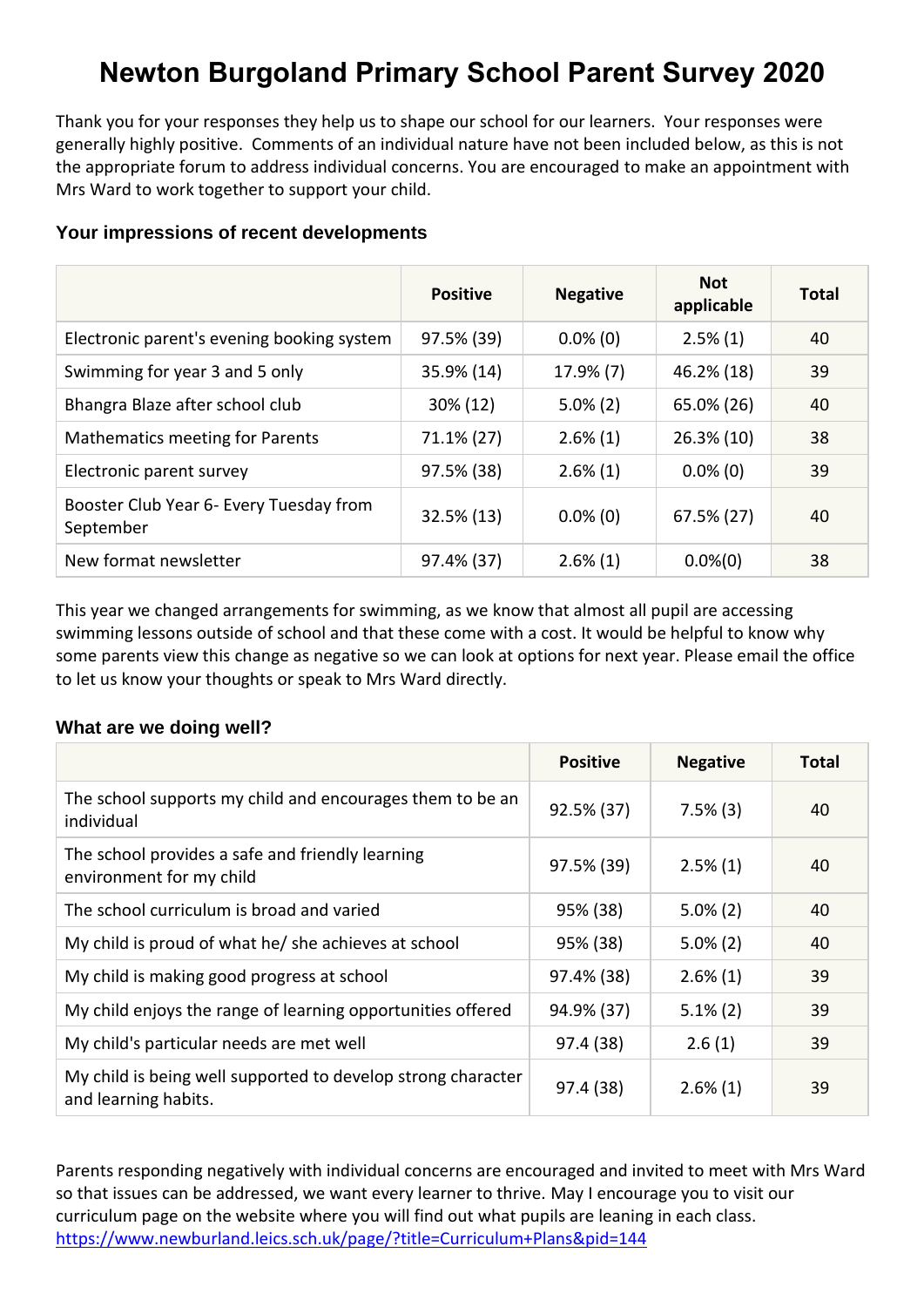# Newton Burgoland Primary School Parent Survey 2020

Thank you for your responses they help us to shape our school for our learners. Your responses were generally highly positive. Comments of an individual nature have not been included below, as this is not the appropriate forum to address individual concerns. You are encouraged to make an appointment with Mrs Ward to work together to support your child.

### Your impressions of recent developments

| | Positive | Negative | Not applicable | Total |
|---|---|---|---|---|
| Electronic parent's evening booking system | 97.5% (39) | 0.0% (0) | 2.5% (1) | 40 |
| Swimming for year 3 and 5 only | 35.9% (14) | 17.9% (7) | 46.2% (18) | 39 |
| Bhangra Blaze after school club | 30% (12) | 5.0% (2) | 65.0% (26) | 40 |
| Mathematics meeting for Parents | 71.1% (27) | 2.6% (1) | 26.3% (10) | 38 |
| Electronic parent survey | 97.5% (38) | 2.6% (1) | 0.0% (0) | 39 |
| Booster Club Year 6- Every Tuesday from September | 32.5% (13) | 0.0% (0) | 67.5% (27) | 40 |
| New format newsletter | 97.4% (37) | 2.6% (1) | 0.0%(0) | 38 |

This year we changed arrangements for swimming, as we know that almost all pupil are accessing swimming lessons outside of school and that these come with a cost. It would be helpful to know why some parents view this change as negative so we can look at options for next year. Please email the office to let us know your thoughts or speak to Mrs Ward directly.

### What are we doing well?

| | Positive | Negative | Total |
|---|---|---|---|
| The school supports my child and encourages them to be an individual | 92.5% (37) | 7.5% (3) | 40 |
| The school provides a safe and friendly learning environment for my child | 97.5% (39) | 2.5% (1) | 40 |
| The school curriculum is broad and varied | 95% (38) | 5.0% (2) | 40 |
| My child is proud of what he/ she achieves at school | 95% (38) | 5.0% (2) | 40 |
| My child is making good progress at school | 97.4% (38) | 2.6% (1) | 39 |
| My child enjoys the range of learning opportunities offered | 94.9% (37) | 5.1% (2) | 39 |
| My child's particular needs are met well | 97.4 (38) | 2.6 (1) | 39 |
| My child is being well supported to develop strong character and learning habits. | 97.4 (38) | 2.6% (1) | 39 |

Parents responding negatively with individual concerns are encouraged and invited to meet with Mrs Ward so that issues can be addressed, we want every learner to thrive. May I encourage you to visit our curriculum page on the website where you will find out what pupils are leaning in each class.
https://www.newburland.leics.sch.uk/page/?title=Curriculum+Plans&pid=144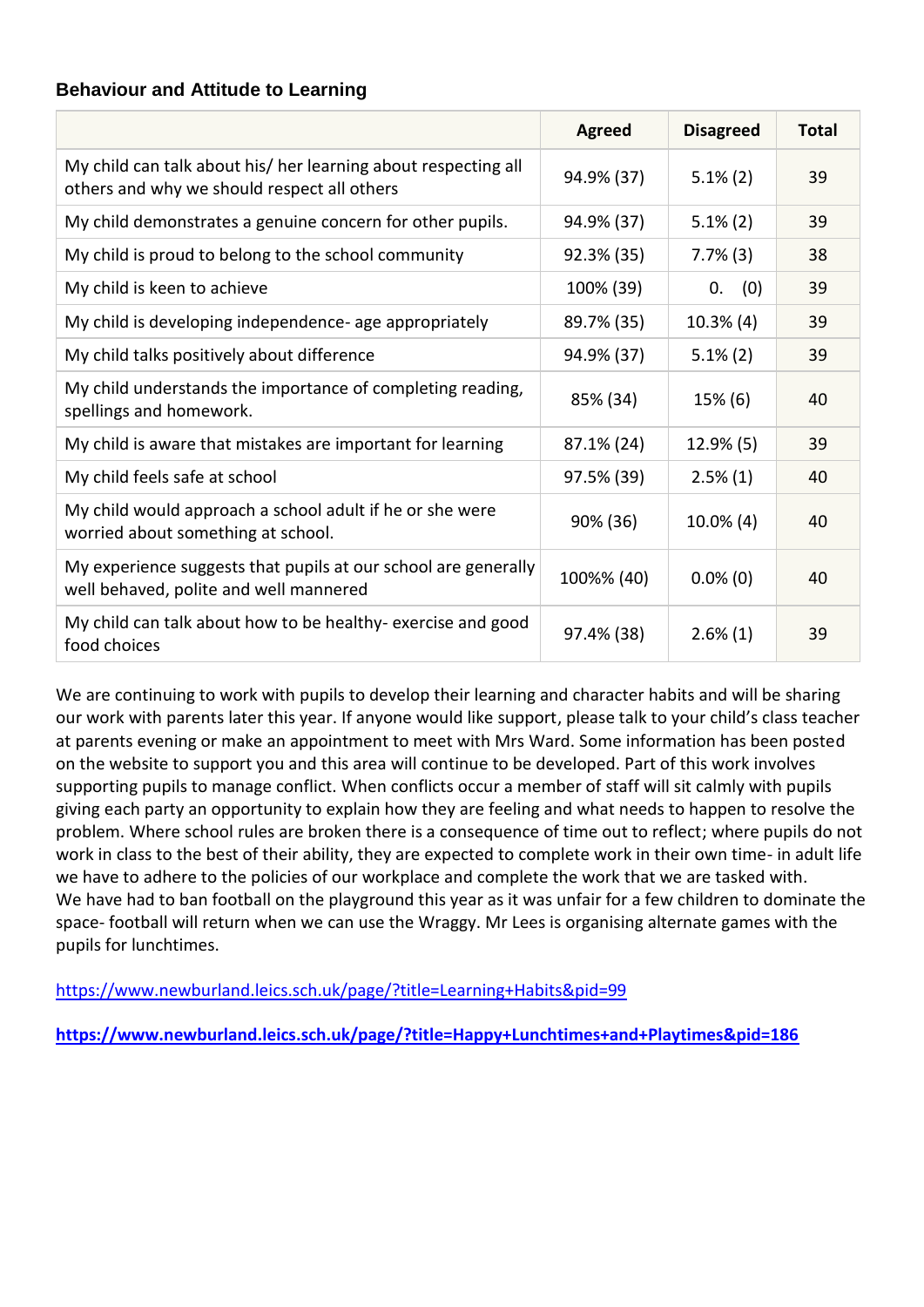### Behaviour and Attitude to Learning

| | Agreed | Disagreed | Total |
|---|---|---|---|
| My child can talk about his/ her learning about respecting all others and why we should respect all others | 94.9% (37) | 5.1% (2) | 39 |
| My child demonstrates a genuine concern for other pupils. | 94.9% (37) | 5.1% (2) | 39 |
| My child is proud to belong to the school community | 92.3% (35) | 7.7% (3) | 38 |
| My child is keen to achieve | 100% (39) | 0. (0) | 39 |
| My child is developing independence- age appropriately | 89.7% (35) | 10.3% (4) | 39 |
| My child talks positively about difference | 94.9% (37) | 5.1% (2) | 39 |
| My child understands the importance of completing reading, spellings and homework. | 85% (34) | 15% (6) | 40 |
| My child is aware that mistakes are important for learning | 87.1% (24) | 12.9% (5) | 39 |
| My child feels safe at school | 97.5% (39) | 2.5% (1) | 40 |
| My child would approach a school adult if he or she were worried about something at school. | 90% (36) | 10.0% (4) | 40 |
| My experience suggests that pupils at our school are generally well behaved, polite and well mannered | 100%% (40) | 0.0% (0) | 40 |
| My child can talk about how to be healthy- exercise and good food choices | 97.4% (38) | 2.6% (1) | 39 |

We are continuing to work with pupils to develop their learning and character habits and will be sharing our work with parents later this year. If anyone would like support, please talk to your child's class teacher at parents evening or make an appointment to meet with Mrs Ward. Some information has been posted on the website to support you and this area will continue to be developed. Part of this work involves supporting pupils to manage conflict. When conflicts occur a member of staff will sit calmly with pupils giving each party an opportunity to explain how they are feeling and what needs to happen to resolve the problem. Where school rules are broken there is a consequence of time out to reflect; where pupils do not work in class to the best of their ability, they are expected to complete work in their own time- in adult life we have to adhere to the policies of our workplace and complete the work that we are tasked with.
We have had to ban football on the playground this year as it was unfair for a few children to dominate the space- football will return when we can use the Wraggy. Mr Lees is organising alternate games with the pupils for lunchtimes.

https://www.newburland.leics.sch.uk/page/?title=Learning+Habits&pid=99

**https://www.newburland.leics.sch.uk/page/?title=Happy+Lunchtimes+and+Playtimes&pid=186**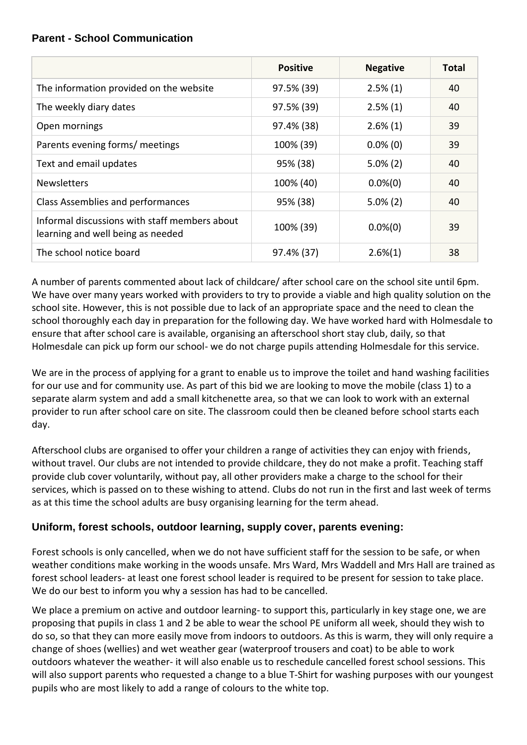## Parent - School Communication

| | Positive | Negative | Total |
|---|---|---|---|
| The information provided on the website | 97.5% (39) | 2.5% (1) | 40 |
| The weekly diary dates | 97.5% (39) | 2.5% (1) | 40 |
| Open mornings | 97.4% (38) | 2.6% (1) | 39 |
| Parents evening forms/ meetings | 100% (39) | 0.0% (0) | 39 |
| Text and email updates | 95% (38) | 5.0% (2) | 40 |
| Newsletters | 100% (40) | 0.0%(0) | 40 |
| Class Assemblies and performances | 95% (38) | 5.0% (2) | 40 |
| Informal discussions with staff members about learning and well being as needed | 100% (39) | 0.0%(0) | 39 |
| The school notice board | 97.4% (37) | 2.6%(1) | 38 |

A number of parents commented about lack of childcare/ after school care on the school site until 6pm. We have over many years worked with providers to try to provide a viable and high quality solution on the school site. However, this is not possible due to lack of an appropriate space and the need to clean the school thoroughly each day in preparation for the following day. We have worked hard with Holmesdale to ensure that after school care is available, organising an afterschool short stay club, daily, so that Holmesdale can pick up form our school- we do not charge pupils attending Holmesdale for this service.

We are in the process of applying for a grant to enable us to improve the toilet and hand washing facilities for our use and for community use. As part of this bid we are looking to move the mobile (class 1) to a separate alarm system and add a small kitchenette area, so that we can look to work with an external provider to run after school care on site. The classroom could then be cleaned before school starts each day.

Afterschool clubs are organised to offer your children a range of activities they can enjoy with friends, without travel. Our clubs are not intended to provide childcare, they do not make a profit. Teaching staff provide club cover voluntarily, without pay, all other providers make a charge to the school for their services, which is passed on to these wishing to attend. Clubs do not run in the first and last week of terms as at this time the school adults are busy organising learning for the term ahead.

## Uniform, forest schools, outdoor learning, supply cover, parents evening:

Forest schools is only cancelled, when we do not have sufficient staff for the session to be safe, or when weather conditions make working in the woods unsafe. Mrs Ward, Mrs Waddell and Mrs Hall are trained as forest school leaders- at least one forest school leader is required to be present for session to take place. We do our best to inform you why a session has had to be cancelled.

We place a premium on active and outdoor learning- to support this, particularly in key stage one, we are proposing that pupils in class 1 and 2 be able to wear the school PE uniform all week, should they wish to do so, so that they can more easily move from indoors to outdoors. As this is warm, they will only require a change of shoes (wellies) and wet weather gear (waterproof trousers and coat) to be able to work outdoors whatever the weather- it will also enable us to reschedule cancelled forest school sessions. This will also support parents who requested a change to a blue T-Shirt for washing purposes with our youngest pupils who are most likely to add a range of colours to the white top.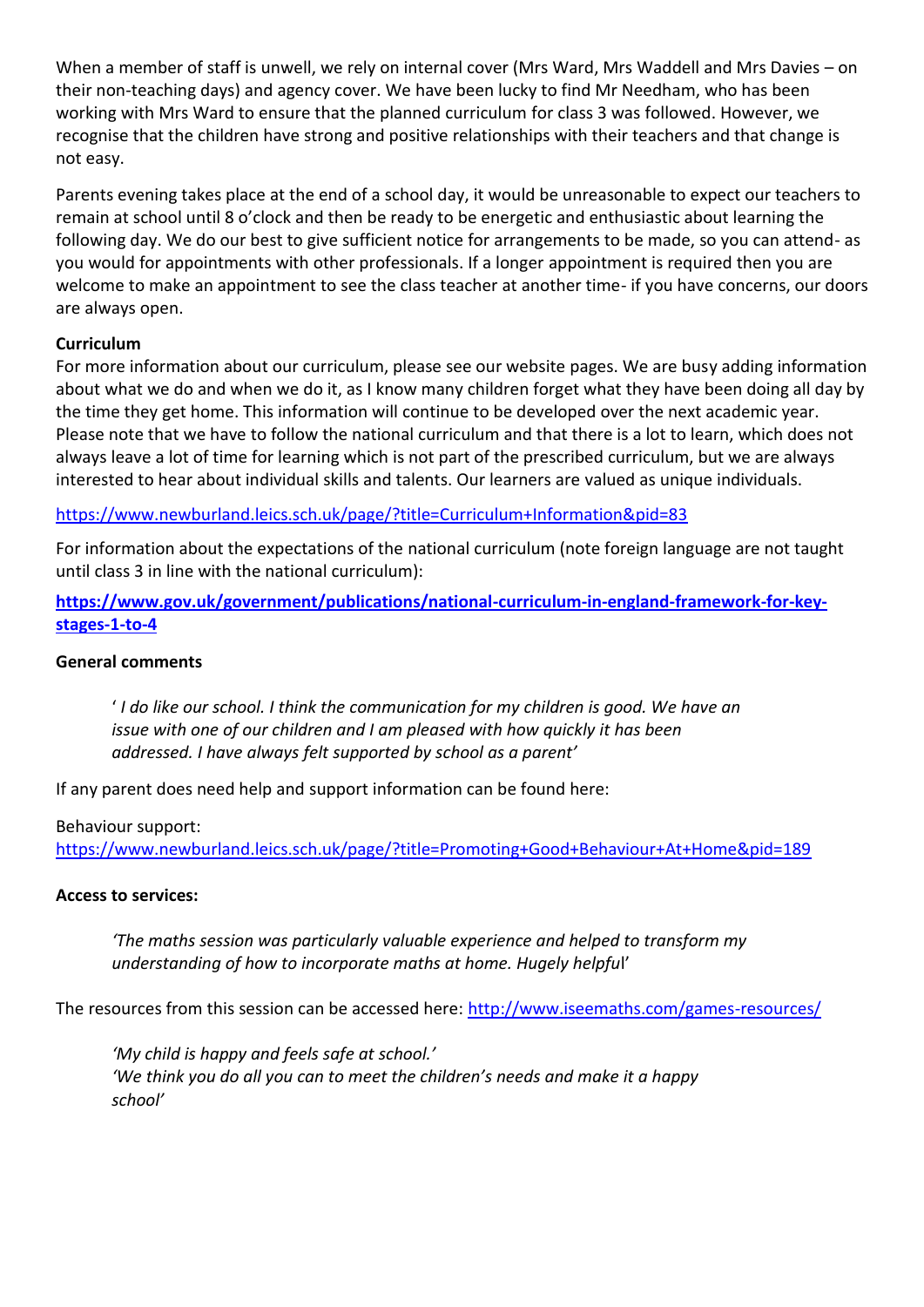When a member of staff is unwell, we rely on internal cover (Mrs Ward, Mrs Waddell and Mrs Davies – on their non-teaching days) and agency cover. We have been lucky to find Mr Needham, who has been working with Mrs Ward to ensure that the planned curriculum for class 3 was followed. However, we recognise that the children have strong and positive relationships with their teachers and that change is not easy.

Parents evening takes place at the end of a school day, it would be unreasonable to expect our teachers to remain at school until 8 o'clock and then be ready to be energetic and enthusiastic about learning the following day. We do our best to give sufficient notice for arrangements to be made, so you can attend- as you would for appointments with other professionals. If a longer appointment is required then you are welcome to make an appointment to see the class teacher at another time- if you have concerns, our doors are always open.

**Curriculum**

For more information about our curriculum, please see our website pages. We are busy adding information about what we do and when we do it, as I know many children forget what they have been doing all day by the time they get home. This information will continue to be developed over the next academic year. Please note that we have to follow the national curriculum and that there is a lot to learn, which does not always leave a lot of time for learning which is not part of the prescribed curriculum, but we are always interested to hear about individual skills and talents. Our learners are valued as unique individuals.

https://www.newburland.leics.sch.uk/page/?title=Curriculum+Information&pid=83

For information about the expectations of the national curriculum (note foreign language are not taught until class 3 in line with the national curriculum):

**https://www.gov.uk/government/publications/national-curriculum-in-england-framework-for-key-stages-1-to-4**

**General comments**

> *' I do like our school. I think the communication for my children is good. We have an issue with one of our children and I am pleased with how quickly it has been addressed. I have always felt supported by school as a parent'*

If any parent does need help and support information can be found here:

Behaviour support:
https://www.newburland.leics.sch.uk/page/?title=Promoting+Good+Behaviour+At+Home&pid=189

**Access to services:**

> *'The maths session was particularly valuable experience and helped to transform my understanding of how to incorporate maths at home. Hugely helpful'*

The resources from this session can be accessed here: http://www.iseemaths.com/games-resources/

> *'My child is happy and feels safe at school.'*
> *'We think you do all you can to meet the children's needs and make it a happy school'*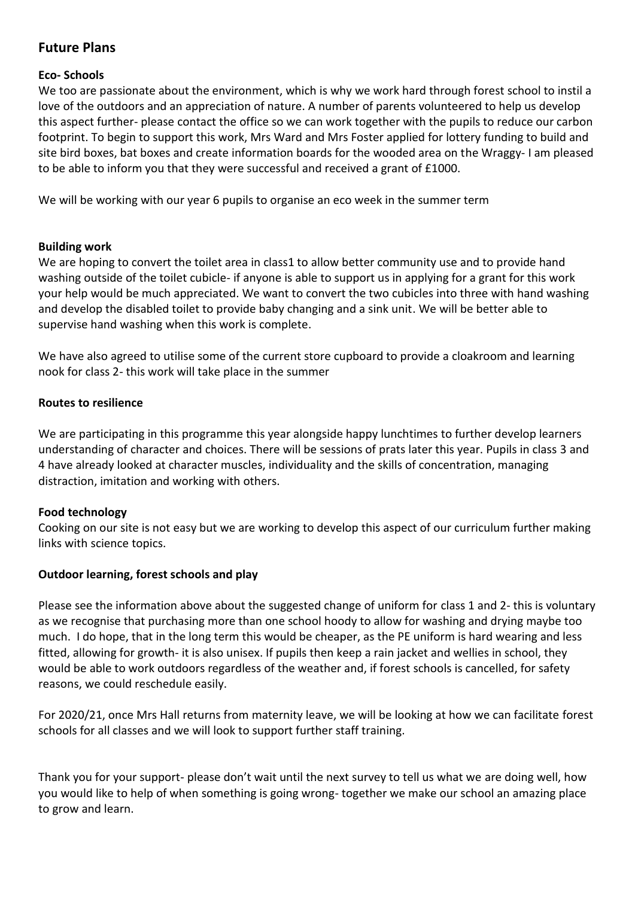## Future Plans

**Eco- Schools**

We too are passionate about the environment, which is why we work hard through forest school to instil a love of the outdoors and an appreciation of nature. A number of parents volunteered to help us develop this aspect further- please contact the office so we can work together with the pupils to reduce our carbon footprint. To begin to support this work, Mrs Ward and Mrs Foster applied for lottery funding to build and site bird boxes, bat boxes and create information boards for the wooded area on the Wraggy- I am pleased to be able to inform you that they were successful and received a grant of £1000.

We will be working with our year 6 pupils to organise an eco week in the summer term

**Building work**

We are hoping to convert the toilet area in class1 to allow better community use and to provide hand washing outside of the toilet cubicle- if anyone is able to support us in applying for a grant for this work your help would be much appreciated. We want to convert the two cubicles into three with hand washing and develop the disabled toilet to provide baby changing and a sink unit. We will be better able to supervise hand washing when this work is complete.

We have also agreed to utilise some of the current store cupboard to provide a cloakroom and learning nook for class 2- this work will take place in the summer

**Routes to resilience**

We are participating in this programme this year alongside happy lunchtimes to further develop learners understanding of character and choices. There will be sessions of prats later this year. Pupils in class 3 and 4 have already looked at character muscles, individuality and the skills of concentration, managing distraction, imitation and working with others.

**Food technology**

Cooking on our site is not easy but we are working to develop this aspect of our curriculum further making links with science topics.

**Outdoor learning, forest schools and play**

Please see the information above about the suggested change of uniform for class 1 and 2- this is voluntary as we recognise that purchasing more than one school hoody to allow for washing and drying maybe too much. I do hope, that in the long term this would be cheaper, as the PE uniform is hard wearing and less fitted, allowing for growth- it is also unisex. If pupils then keep a rain jacket and wellies in school, they would be able to work outdoors regardless of the weather and, if forest schools is cancelled, for safety reasons, we could reschedule easily.

For 2020/21, once Mrs Hall returns from maternity leave, we will be looking at how we can facilitate forest schools for all classes and we will look to support further staff training.

Thank you for your support- please don't wait until the next survey to tell us what we are doing well, how you would like to help of when something is going wrong- together we make our school an amazing place to grow and learn.